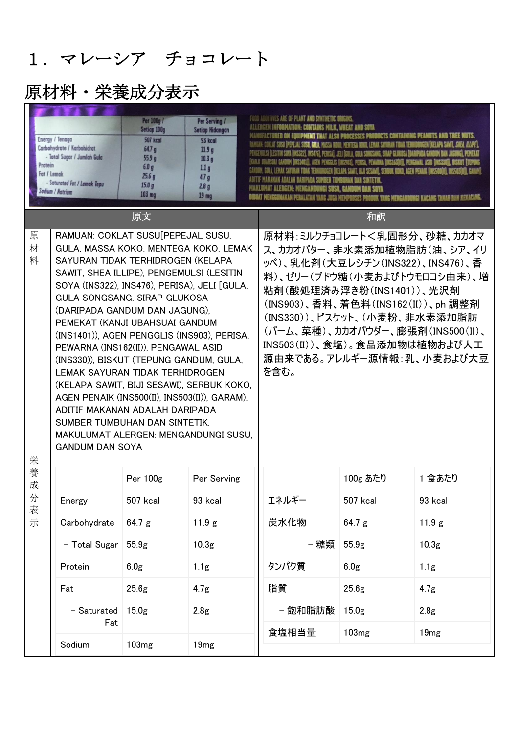# 1．マレーシア　チョコレート

## 原材料・栄養成分表示

| | 原文 | 和訳 |
|---|---|---|
| 原材料 | RAMUAN: COKLAT SUSU[PEPEJAL SUSU, GULA, MASSA KOKO, MENTEGA KOKO, LEMAK SAYURAN TIDAK TERHIDROGEN (KELAPA SAWIT, SHEA ILLIPE), PENGEMULSI (LESITIN SOYA (INS322), INS476), PERISA), JELI [GULA, GULA SONGSANG, SIRAP GLUKOSA (DARIPADA GANDUM DAN JAGUNG), PEMEKAT (KANJI UBAHSUAI GANDUM (INS1401)), AGEN PENGGLIS (INS903), PERISA, PEWARNA (INS162(II)), PENGAWAL ASID (INS330)), BISKUT (TEPUNG GANDUM, GULA, LEMAK SAYURAN TIDAK TERHIDROGEN (KELAPA SAWIT, BIJI SESAWI), SERBUK KOKO, AGEN PENAIK (INS500(II), INS503(II)), GARAM). ADITIF MAKANAN ADALAH DARIPADA SUMBER TUMBUHAN DAN SINTETIK. MAKULUMAT ALERGEN: MENGANDUNGI SUSU, GANDUM DAN SOYA | 原材料：ミルクチョコレート＜乳固形分、砂糖、カカオマス、カカオバター、非水素添加植物脂肪（油、シア、イリッペ）、乳化剤（大豆レシチン(INS322)、INS476）、香料）、ゼリー（ブドウ糖（小麦およびトウモロコシ由来）、増粘剤（酸処理済み浮き粉（INS1401））、光沢剤（INS903）、香料、着色料（INS162（II））、ph 調整剤（INS330））、ビスケット、（小麦粉、非水素添加脂肪（パーム、菜種）、カカオパウダー、膨張剤（INS500（II）、INS503（II））、食塩）。食品添加物は植物および人工源由来である。アレルギー源情報：乳、小麦および大豆を含む。 |

**栄養成分表示**

| | Per 100g | Per Serving |
|---|---|---|
| Energy | 507 kcal | 93 kcal |
| Carbohydrate | 64.7 g | 11.9 g |
| – Total Sugar | 55.9g | 10.3g |
| Protein | 6.0g | 1.1g |
| Fat | 25.6g | 4.7g |
| – Saturated Fat | 15.0g | 2.8g |
| Sodium | 103mg | 19mg |

| | 100g あたり | 1 食あたり |
|---|---|---|
| エネルギー | 507 kcal | 93 kcal |
| 炭水化物 | 64.7 g | 11.9 g |
| – 糖類 | 55.9g | 10.3g |
| タンパク質 | 6.0g | 1.1g |
| 脂質 | 25.6g | 4.7g |
| – 飽和脂肪酸 | 15.0g | 2.8g |
| 食塩相当量 | 103mg | 19mg |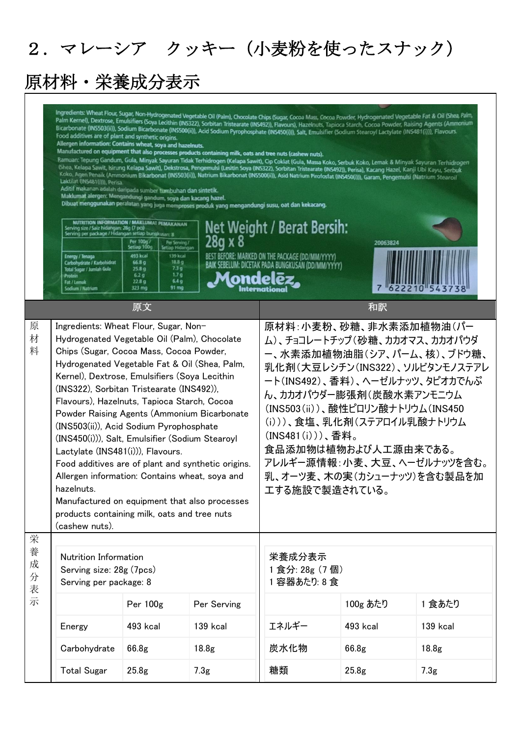# ２．マレーシア　クッキー（小麦粉を使ったスナック）

## 原材料・栄養成分表示

| | 原文 | 和訳 |
|---|---|---|
| 原材料 | Ingredients: Wheat Flour, Sugar, Non-Hydrogenated Vegetable Oil (Palm), Chocolate Chips (Sugar, Cocoa Mass, Cocoa Powder, Hydrogenated Vegetable Fat & Oil (Shea, Palm, Kernel), Dextrose, Emulsifiers (Soya Lecithin (INS322), Sorbitan Tristearate (INS492)), Flavours), Hazelnuts, Tapioca Starch, Cocoa Powder Raising Agents (Ammonium Bicarbonate (INS503(ii)), Acid Sodium Pyrophosphate (INS450(i))), Salt, Emulsifier (Sodium Stearoyl Lactylate (INS481(i))), Flavours.<br>Food additives are of plant and synthetic origins.<br>Allergen information: Contains wheat, soya and hazelnuts.<br>Manufactured on equipment that also processes products containing milk, oats and tree nuts (cashew nuts). | 原材料：小麦粉、砂糖、非水素添加植物油（パーム）、チョコレートチップ（砂糖、カカオマス、カカオパウダー、水素添加植物油脂（シア、パーム、核）、ブドウ糖、乳化剤（大豆レシチン（INS322）、ソルビタンモノステアレート（INS492）、香料）、ヘーゼルナッツ、タピオカでんぷん、カカオパウダー膨張剤（炭酸水素アンモニウム（INS503（ii））、酸性ピロリン酸ナトリウム（INS450（i）））、食塩、乳化剤（ステアロイル乳酸ナトリウム（INS481（i）））、香料。<br>食品添加物は植物および人工源由来である。<br>アレルギー源情報：小麦、大豆、ヘーゼルナッツを含む。<br>乳、オーツ麦、木の実（カシューナッツ）を含む製品を加工する施設で製造されている。 |

**栄養成分表示**

原文:

Nutrition Information
Serving size: 28g (7pcs)
Serving per package: 8

| | Per 100g | Per Serving |
|---|---|---|
| Energy | 493 kcal | 139 kcal |
| Carbohydrate | 66.8g | 18.8g |
| Total Sugar | 25.8g | 7.3g |

和訳:

栄養成分表示
1 食分: 28g（7 個）
1 容器あたり: 8 食

| | 100g あたり | 1 食あたり |
|---|---|---|
| エネルギー | 493 kcal | 139 kcal |
| 炭水化物 | 66.8g | 18.8g |
| 糖類 | 25.8g | 7.3g |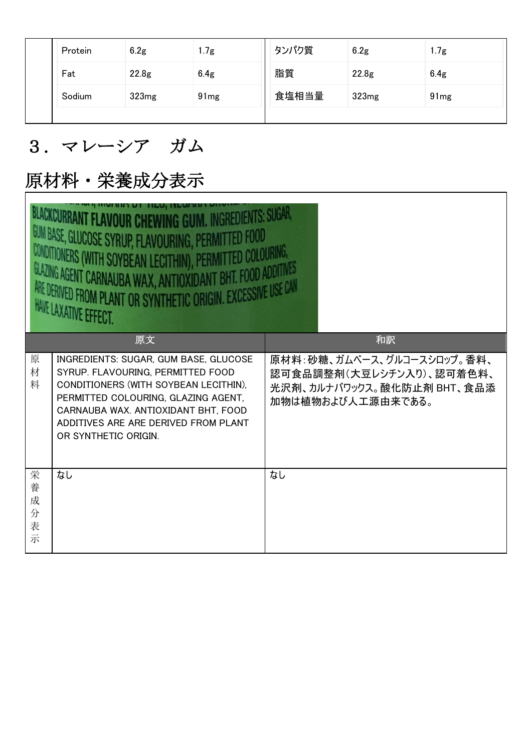| Protein | 6.2g | 1.7g | タンパク質 | 6.2g | 1.7g |
|---|---|---|---|---|---|
| Fat | 22.8g | 6.4g | 脂質 | 22.8g | 6.4g |
| Sodium | 323mg | 91mg | 食塩相当量 | 323mg | 91mg |

# ３．マレーシア　ガム

# 原材料・栄養成分表示

| | 原文 | 和訳 |
|---|---|---|
| 原材料 | INGREDIENTS: SUGAR, GUM BASE, GLUCOSE SYRUP. FLAVOURING, PERMITTED FOOD CONDITIONERS (WITH SOYBEAN LECITHIN), PERMITTED COLOURING, GLAZING AGENT, CARNAUBA WAX. ANTIOXIDANT BHT, FOOD ADDITIVES ARE ARE DERIVED FROM PLANT OR SYNTHETIC ORIGIN. | 原材料：砂糖、ガムベース、グルコースシロップ。香料、認可食品調整剤（大豆レシチン入り）、認可着色料、光沢剤、カルナバワックス。酸化防止剤 BHT、食品添加物は植物および人工源由来である。 |
| 栄養成分表示 | なし | なし |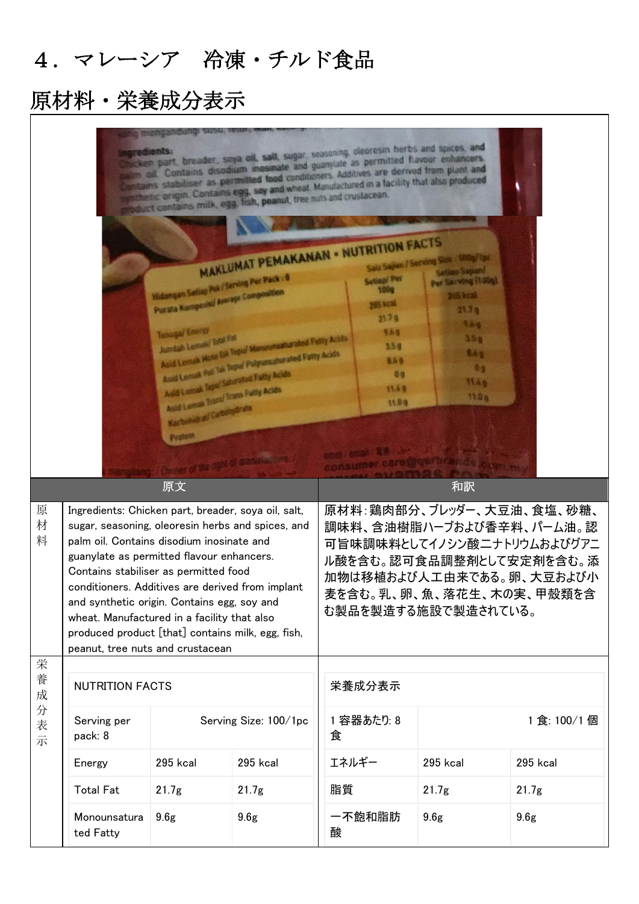# ４．マレーシア　冷凍・チルド食品

## 原材料・栄養成分表示

| | 原文 | 和訳 |
|---|---|---|
| 原材料 | Ingredients: Chicken part, breader, soya oil, salt, sugar, seasoning, oleoresin herbs and spices, and palm oil. Contains disodium inosinate and guanylate as permitted flavour enhancers. Contains stabiliser as permitted food conditioners. Additives are derived from implant and synthetic origin. Contains egg, soy and wheat. Manufactured in a facility that also produced product [that] contains milk, egg, fish, peanut, tree nuts and crustacean | 原材料：鶏肉部分、ブレッダー、大豆油、食塩、砂糖、調味料、含油樹脂ハーブおよび香辛料、パーム油。認可旨味調味料としてイノシン酸二ナトリウムおよびグアニル酸を含む。認可食品調整剤として安定剤を含む。添加物は移植および人工由来である。卵、大豆および小麦を含む。乳、卵、魚、落花生、木の実、甲殻類を含む製品を製造する施設で製造されている。 |

栄養成分表示

| NUTRITION FACTS | | | 栄養成分表示 | | |
|---|---|---|---|---|---|
| Serving per pack: 8 | Serving Size: 100/1pc | | 1 容器あたり: 8 食 | 1 食: 100/1 個 | |
| Energy | 295 kcal | 295 kcal | エネルギー | 295 kcal | 295 kcal |
| Total Fat | 21.7g | 21.7g | 脂質 | 21.7g | 21.7g |
| Monounsaturated Fatty | 9.6g | 9.6g | 一不飽和脂肪酸 | 9.6g | 9.6g |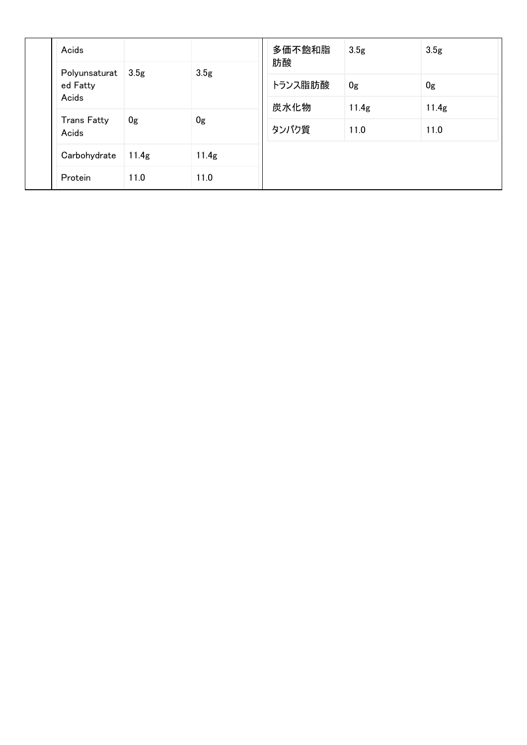| Acids | | |
|---|---|---|
| Polyunsaturated Fatty Acids | 3.5g | 3.5g |
| Trans Fatty Acids | 0g | 0g |
| Carbohydrate | 11.4g | 11.4g |
| Protein | 11.0 | 11.0 |

| 多価不飽和脂肪酸 | 3.5g | 3.5g |
|---|---|---|
| トランス脂肪酸 | 0g | 0g |
| 炭水化物 | 11.4g | 11.4g |
| タンパク質 | 11.0 | 11.0 |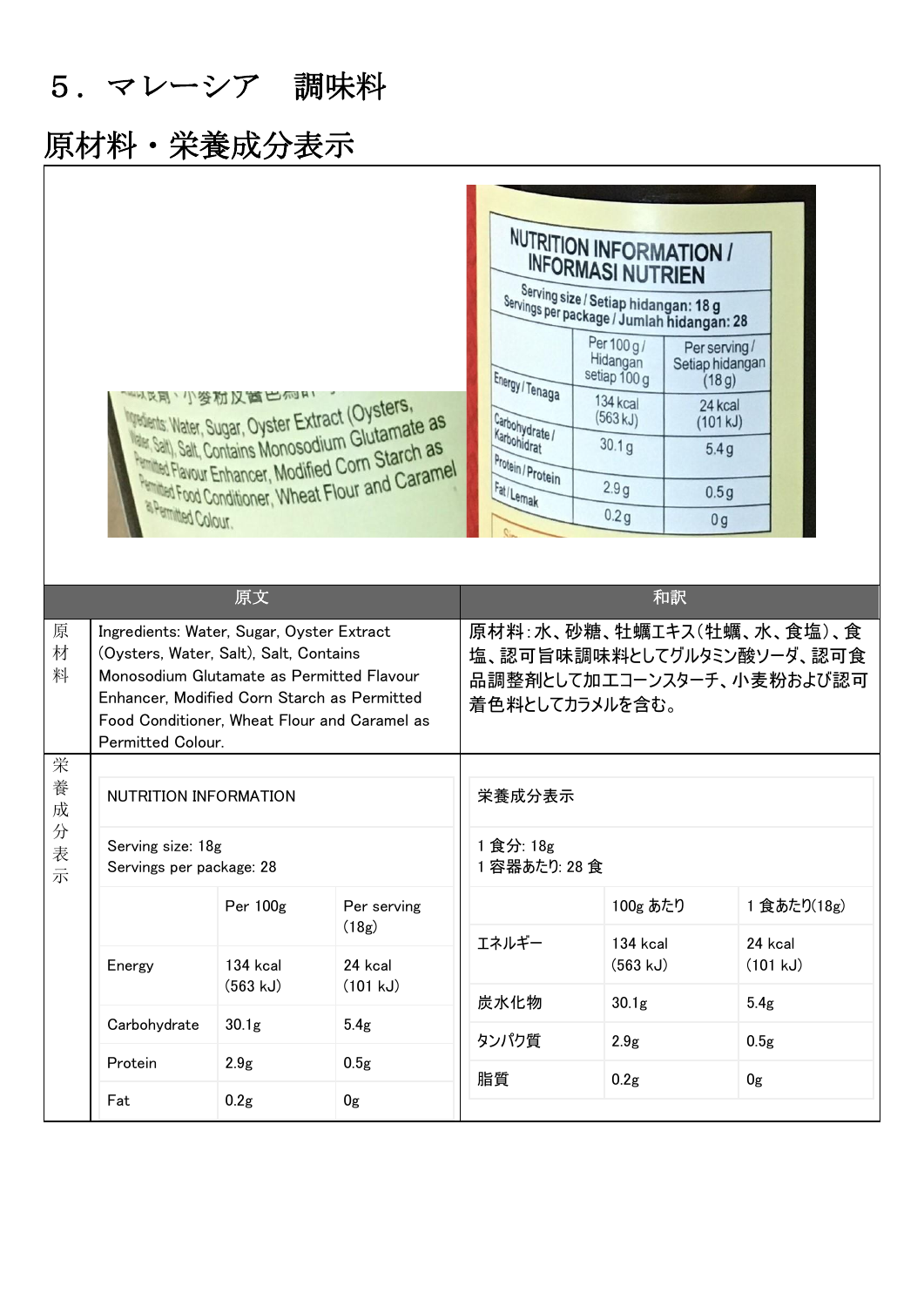# 5．マレーシア　調味料

## 原材料・栄養成分表示

| | 原文 | 和訳 |
|---|---|---|
| 原材料 | Ingredients: Water, Sugar, Oyster Extract (Oysters, Water, Salt), Salt, Contains Monosodium Glutamate as Permitted Flavour Enhancer, Modified Corn Starch as Permitted Food Conditioner, Wheat Flour and Caramel as Permitted Colour. | 原材料：水、砂糖、牡蠣エキス（牡蠣、水、食塩）、食塩、認可旨味調味料としてグルタミン酸ソーダ、認可食品調整剤として加エコーンスターチ、小麦粉および認可着色料としてカラメルを含む。 |

**栄養成分表示（原文）**

| NUTRITION INFORMATION | | |
|---|---|---|
| Serving size: 18g<br>Servings per package: 28 | | |
| | Per 100g | Per serving (18g) |
| Energy | 134 kcal (563 kJ) | 24 kcal (101 kJ) |
| Carbohydrate | 30.1g | 5.4g |
| Protein | 2.9g | 0.5g |
| Fat | 0.2g | 0g |

**栄養成分表示（和訳）**

| 栄養成分表示 | | |
|---|---|---|
| 1 食分: 18g<br>1 容器あたり: 28 食 | | |
| | 100g あたり | 1 食あたり(18g) |
| エネルギー | 134 kcal (563 kJ) | 24 kcal (101 kJ) |
| 炭水化物 | 30.1g | 5.4g |
| タンパク質 | 2.9g | 0.5g |
| 脂質 | 0.2g | 0g |